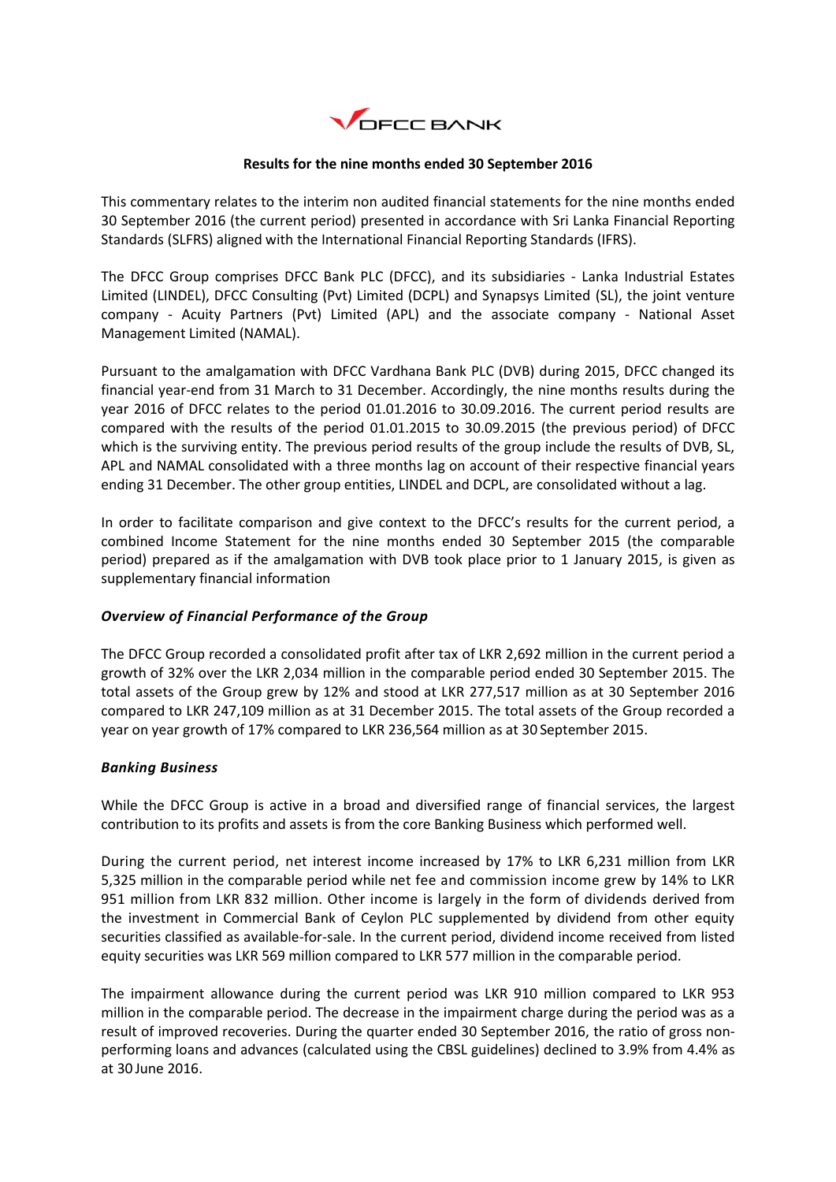DFCC BANK

**Results for the nine months ended 30 September 2016**

This commentary relates to the interim non audited financial statements for the nine months ended 30 September 2016 (the current period) presented in accordance with Sri Lanka Financial Reporting Standards (SLFRS) aligned with the International Financial Reporting Standards (IFRS).

The DFCC Group comprises DFCC Bank PLC (DFCC), and its subsidiaries - Lanka Industrial Estates Limited (LINDEL), DFCC Consulting (Pvt) Limited (DCPL) and Synapsys Limited (SL), the joint venture company - Acuity Partners (Pvt) Limited (APL) and the associate company - National Asset Management Limited (NAMAL).

Pursuant to the amalgamation with DFCC Vardhana Bank PLC (DVB) during 2015, DFCC changed its financial year-end from 31 March to 31 December. Accordingly, the nine months results during the year 2016 of DFCC relates to the period 01.01.2016 to 30.09.2016. The current period results are compared with the results of the period 01.01.2015 to 30.09.2015 (the previous period) of DFCC which is the surviving entity. The previous period results of the group include the results of DVB, SL, APL and NAMAL consolidated with a three months lag on account of their respective financial years ending 31 December. The other group entities, LINDEL and DCPL, are consolidated without a lag.

In order to facilitate comparison and give context to the DFCC's results for the current period, a combined Income Statement for the nine months ended 30 September 2015 (the comparable period) prepared as if the amalgamation with DVB took place prior to 1 January 2015, is given as supplementary financial information

### *Overview of Financial Performance of the Group*

The DFCC Group recorded a consolidated profit after tax of LKR 2,692 million in the current period a growth of 32% over the LKR 2,034 million in the comparable period ended 30 September 2015. The total assets of the Group grew by 12% and stood at LKR 277,517 million as at 30 September 2016 compared to LKR 247,109 million as at 31 December 2015. The total assets of the Group recorded a year on year growth of 17% compared to LKR 236,564 million as at 30 September 2015.

### *Banking Business*

While the DFCC Group is active in a broad and diversified range of financial services, the largest contribution to its profits and assets is from the core Banking Business which performed well.

During the current period, net interest income increased by 17% to LKR 6,231 million from LKR 5,325 million in the comparable period while net fee and commission income grew by 14% to LKR 951 million from LKR 832 million. Other income is largely in the form of dividends derived from the investment in Commercial Bank of Ceylon PLC supplemented by dividend from other equity securities classified as available-for-sale. In the current period, dividend income received from listed equity securities was LKR 569 million compared to LKR 577 million in the comparable period.

The impairment allowance during the current period was LKR 910 million compared to LKR 953 million in the comparable period. The decrease in the impairment charge during the period was as a result of improved recoveries. During the quarter ended 30 September 2016, the ratio of gross non-performing loans and advances (calculated using the CBSL guidelines) declined to 3.9% from 4.4% as at 30 June 2016.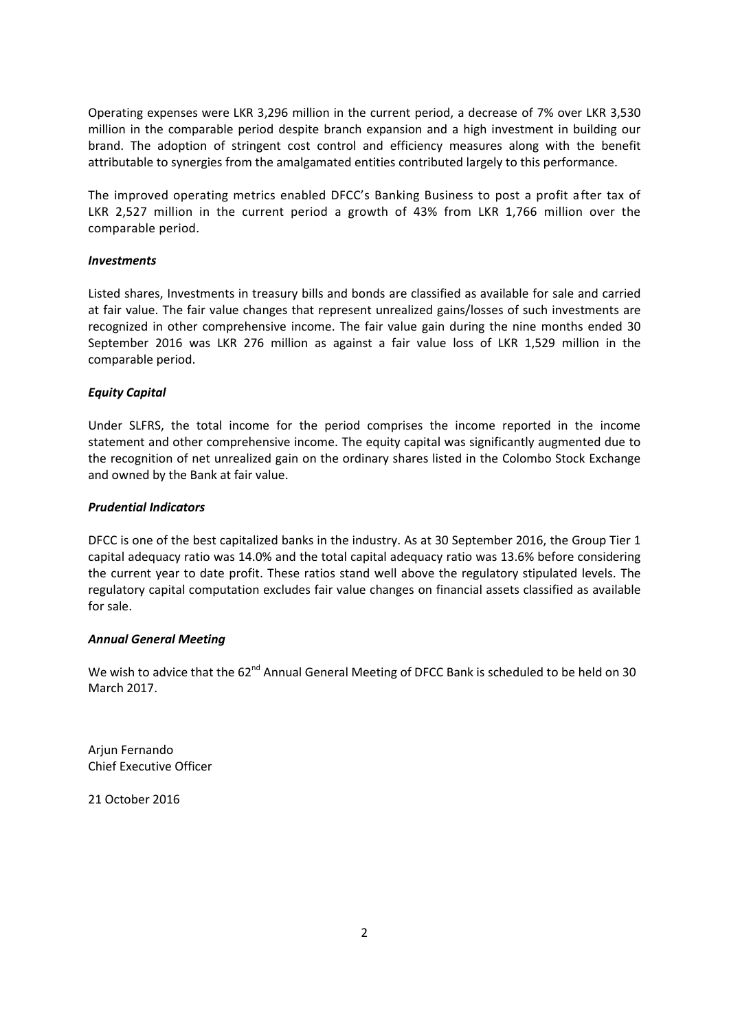Operating expenses were LKR 3,296 million in the current period, a decrease of 7% over LKR 3,530 million in the comparable period despite branch expansion and a high investment in building our brand. The adoption of stringent cost control and efficiency measures along with the benefit attributable to synergies from the amalgamated entities contributed largely to this performance.

The improved operating metrics enabled DFCC's Banking Business to post a profit after tax of LKR 2,527 million in the current period a growth of 43% from LKR 1,766 million over the comparable period.

***Investments***

Listed shares, Investments in treasury bills and bonds are classified as available for sale and carried at fair value. The fair value changes that represent unrealized gains/losses of such investments are recognized in other comprehensive income. The fair value gain during the nine months ended 30 September 2016 was LKR 276 million as against a fair value loss of LKR 1,529 million in the comparable period.

***Equity Capital***

Under SLFRS, the total income for the period comprises the income reported in the income statement and other comprehensive income. The equity capital was significantly augmented due to the recognition of net unrealized gain on the ordinary shares listed in the Colombo Stock Exchange and owned by the Bank at fair value.

***Prudential Indicators***

DFCC is one of the best capitalized banks in the industry. As at 30 September 2016, the Group Tier 1 capital adequacy ratio was 14.0% and the total capital adequacy ratio was 13.6% before considering the current year to date profit. These ratios stand well above the regulatory stipulated levels. The regulatory capital computation excludes fair value changes on financial assets classified as available for sale.

***Annual General Meeting***

We wish to advice that the 62nd Annual General Meeting of DFCC Bank is scheduled to be held on 30 March 2017.

Arjun Fernando
Chief Executive Officer

21 October 2016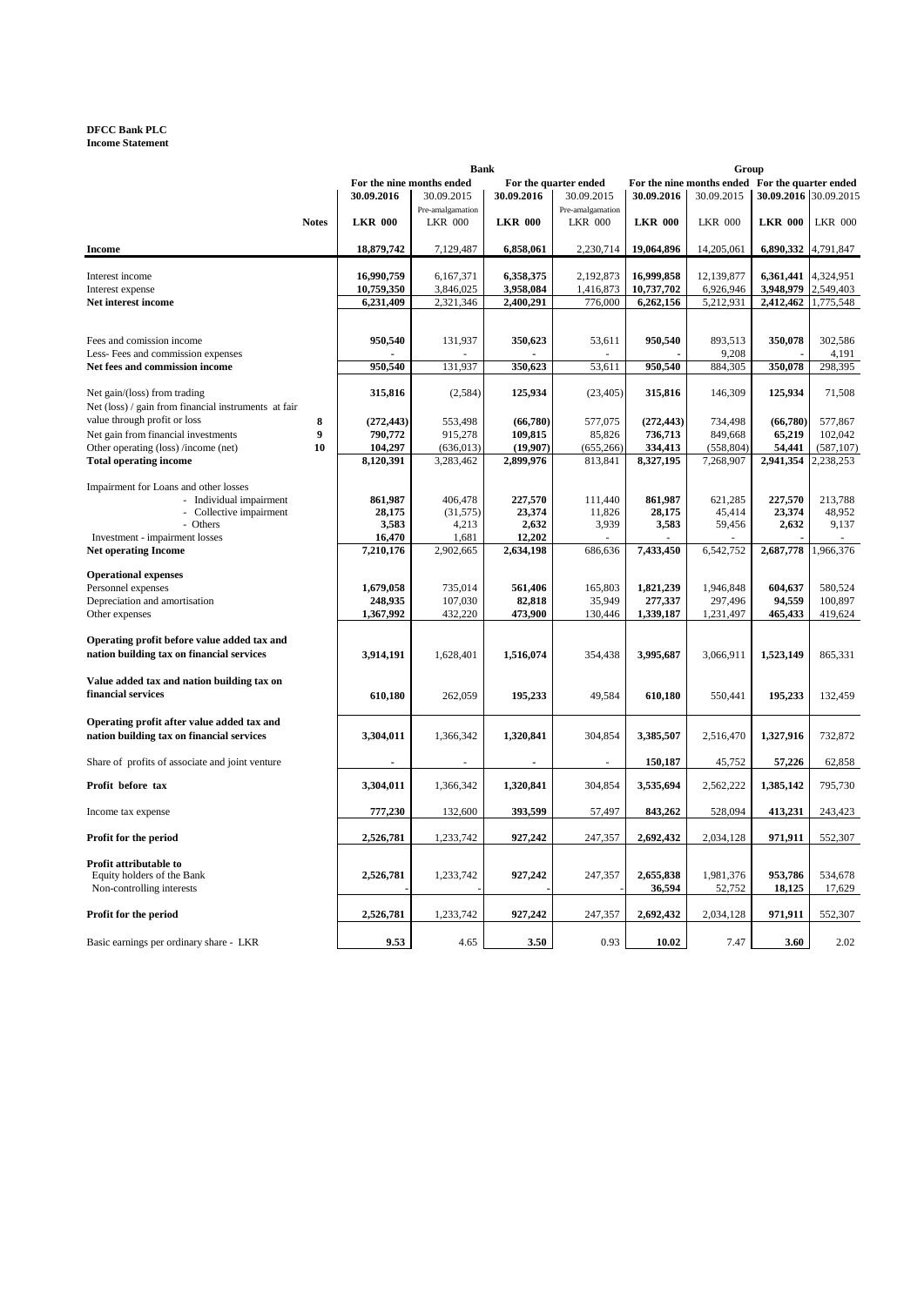**DFCC Bank PLC**
**Income Statement**

| | Notes | Bank | | | | Group | | | |
|---|---|---|---|---|---|---|---|---|---|
| | | For the nine months ended | | For the quarter ended | | For the nine months ended | | For the quarter ended | |
| | | 30.09.2016 | 30.09.2015 Pre-amalgamation | 30.09.2016 | 30.09.2015 Pre-amalgamation | 30.09.2016 | 30.09.2015 | 30.09.2016 | 30.09.2015 |
| | | LKR 000 | LKR 000 | LKR 000 | LKR 000 | LKR 000 | LKR 000 | LKR 000 | LKR 000 |
| **Income** | | 18,879,742 | 7,129,487 | 6,858,061 | 2,230,714 | 19,064,896 | 14,205,061 | 6,890,332 | 4,791,847 |
| Interest income | | 16,990,759 | 6,167,371 | 6,358,375 | 2,192,873 | 16,999,858 | 12,139,877 | 6,361,441 | 4,324,951 |
| Interest expense | | 10,759,350 | 3,846,025 | 3,958,084 | 1,416,873 | 10,737,702 | 6,926,946 | 3,948,979 | 2,549,403 |
| **Net interest income** | | 6,231,409 | 2,321,346 | 2,400,291 | 776,000 | 6,262,156 | 5,212,931 | 2,412,462 | 1,775,548 |
| Fees and comission income | | 950,540 | 131,937 | 350,623 | 53,611 | 950,540 | 893,513 | 350,078 | 302,586 |
| Less- Fees and commission expenses | | - | - | - | - | - | 9,208 | - | 4,191 |
| **Net fees and commission income** | | 950,540 | 131,937 | 350,623 | 53,611 | 950,540 | 884,305 | 350,078 | 298,395 |
| Net gain/(loss) from trading | | 315,816 | (2,584) | 125,934 | (23,405) | 315,816 | 146,309 | 125,934 | 71,508 |
| Net (loss) / gain from financial instruments at fair value through profit or loss | 8 | (272,443) | 553,498 | (66,780) | 577,075 | (272,443) | 734,498 | (66,780) | 577,867 |
| Net gain from financial investments | 9 | 790,772 | 915,278 | 109,815 | 85,826 | 736,713 | 849,668 | 65,219 | 102,042 |
| Other operating (loss) /income (net) | 10 | 104,297 | (636,013) | (19,907) | (655,266) | 334,413 | (558,804) | 54,441 | (587,107) |
| **Total operating income** | | 8,120,391 | 3,283,462 | 2,899,976 | 813,841 | 8,327,195 | 7,268,907 | 2,941,354 | 2,238,253 |
| Impairment for Loans and other losses | | | | | | | | | |
| - Individual impairment | | 861,987 | 406,478 | 227,570 | 111,440 | 861,987 | 621,285 | 227,570 | 213,788 |
| - Collective impairment | | 28,175 | (31,575) | 23,374 | 11,826 | 28,175 | 45,414 | 23,374 | 48,952 |
| - Others | | 3,583 | 4,213 | 2,632 | 3,939 | 3,583 | 59,456 | 2,632 | 9,137 |
| Investment - impairment losses | | 16,470 | 1,681 | 12,202 | - | - | - | - | - |
| **Net operating Income** | | 7,210,176 | 2,902,665 | 2,634,198 | 686,636 | 7,433,450 | 6,542,752 | 2,687,778 | 1,966,376 |
| **Operational expenses** | | | | | | | | | |
| Personnel expenses | | 1,679,058 | 735,014 | 561,406 | 165,803 | 1,821,239 | 1,946,848 | 604,637 | 580,524 |
| Depreciation and amortisation | | 248,935 | 107,030 | 82,818 | 35,949 | 277,337 | 297,496 | 94,559 | 100,897 |
| Other expenses | | 1,367,992 | 432,220 | 473,900 | 130,446 | 1,339,187 | 1,231,497 | 465,433 | 419,624 |
| **Operating profit before value added tax and nation building tax on financial services** | | 3,914,191 | 1,628,401 | 1,516,074 | 354,438 | 3,995,687 | 3,066,911 | 1,523,149 | 865,331 |
| **Value added tax and nation building tax on financial services** | | 610,180 | 262,059 | 195,233 | 49,584 | 610,180 | 550,441 | 195,233 | 132,459 |
| **Operating profit after value added tax and nation building tax on financial services** | | 3,304,011 | 1,366,342 | 1,320,841 | 304,854 | 3,385,507 | 2,516,470 | 1,327,916 | 732,872 |
| Share of profits of associate and joint venture | | - | - | - | - | 150,187 | 45,752 | 57,226 | 62,858 |
| **Profit before tax** | | 3,304,011 | 1,366,342 | 1,320,841 | 304,854 | 3,535,694 | 2,562,222 | 1,385,142 | 795,730 |
| Income tax expense | | 777,230 | 132,600 | 393,599 | 57,497 | 843,262 | 528,094 | 413,231 | 243,423 |
| **Profit for the period** | | 2,526,781 | 1,233,742 | 927,242 | 247,357 | 2,692,432 | 2,034,128 | 971,911 | 552,307 |
| **Profit attributable to** | | | | | | | | | |
| Equity holders of the Bank | | 2,526,781 | 1,233,742 | 927,242 | 247,357 | 2,655,838 | 1,981,376 | 953,786 | 534,678 |
| Non-controlling interests | | - | - | - | - | 36,594 | 52,752 | 18,125 | 17,629 |
| **Profit for the period** | | 2,526,781 | 1,233,742 | 927,242 | 247,357 | 2,692,432 | 2,034,128 | 971,911 | 552,307 |
| Basic earnings per ordinary share - LKR | | 9.53 | 4.65 | 3.50 | 0.93 | 10.02 | 7.47 | 3.60 | 2.02 |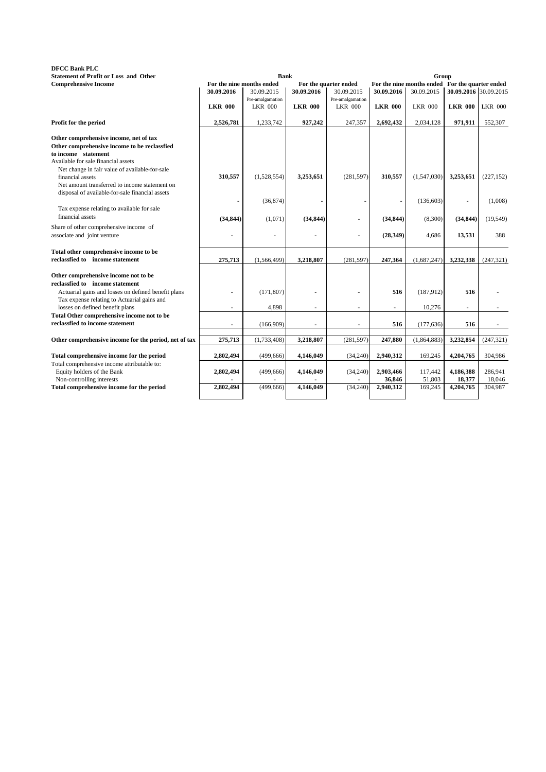**DFCC Bank PLC**
**Statement of Profit or Loss and Other Comprehensive Income**

| | Bank | | | | Group | | | |
|---|---|---|---|---|---|---|---|---|
| | For the nine months ended | | For the quarter ended | | For the nine months ended | | For the quarter ended | |
| | **30.09.2016** | 30.09.2015 Pre-amalgamation | **30.09.2016** | 30.09.2015 Pre-amalgamation | **30.09.2016** | 30.09.2015 | **30.09.2016** | 30.09.2015 |
| | **LKR 000** | LKR 000 | **LKR 000** | LKR 000 | **LKR 000** | LKR 000 | **LKR 000** | LKR 000 |
| **Profit for the period** | **2,526,781** | 1,233,742 | **927,242** | 247,357 | **2,692,432** | 2,034,128 | **971,911** | 552,307 |
| **Other comprehensive income, net of tax** | | | | | | | | |
| **Other comprehensive income to be reclassfied to income statement** | | | | | | | | |
| Available for sale financial assets | | | | | | | | |
| Net change in fair value of available-for-sale financial assets | **310,557** | (1,528,554) | **3,253,651** | (281,597) | **310,557** | (1,547,030) | **3,253,651** | (227,152) |
| Net amount transferred to income statement on disposal of available-for-sale financial assets | **-** | (36,874) | **-** | - | **-** | (136,603) | **-** | (1,008) |
| Tax expense relating to available for sale financial assets | **(34,844)** | (1,071) | **(34,844)** | - | **(34,844)** | (8,300) | **(34,844)** | (19,549) |
| Share of other comprehensive income of associate and joint venture | **-** | - | **-** | - | **(28,349)** | 4,686 | **13,531** | 388 |
| **Total other comprehensive income to be reclassfied to income statement** | **275,713** | (1,566,499) | **3,218,807** | (281,597) | **247,364** | (1,687,247) | **3,232,338** | (247,321) |
| **Other comprehensive income not to be reclassfied to income statement** | | | | | | | | |
| Actuarial gains and losses on defined benefit plans | **-** | (171,807) | **-** | - | **516** | (187,912) | **516** | - |
| Tax expense relating to Actuarial gains and losses on defined benefit plans | **-** | 4,898 | **-** | - | **-** | 10,276 | **-** | - |
| **Total Other comprehensive income not to be reclassfied to income statement** | **-** | (166,909) | **-** | - | **516** | (177,636) | **516** | - |
| **Other comprehensive income for the period, net of tax** | **275,713** | (1,733,408) | **3,218,807** | (281,597) | **247,880** | (1,864,883) | **3,232,854** | (247,321) |
| **Total comprehensive income for the period** | **2,802,494** | (499,666) | **4,146,049** | (34,240) | **2,940,312** | 169,245 | **4,204,765** | 304,986 |
| Total comprehensive income attributable to: | | | | | | | | |
| Equity holders of the Bank | **2,802,494** | (499,666) | **4,146,049** | (34,240) | **2,903,466** | 117,442 | **4,186,388** | 286,941 |
| Non-controlling interests | **-** | - | **-** | - | **36,846** | 51,803 | **18,377** | 18,046 |
| **Total comprehensive income for the period** | **2,802,494** | (499,666) | **4,146,049** | (34,240) | **2,940,312** | 169,245 | **4,204,765** | 304,987 |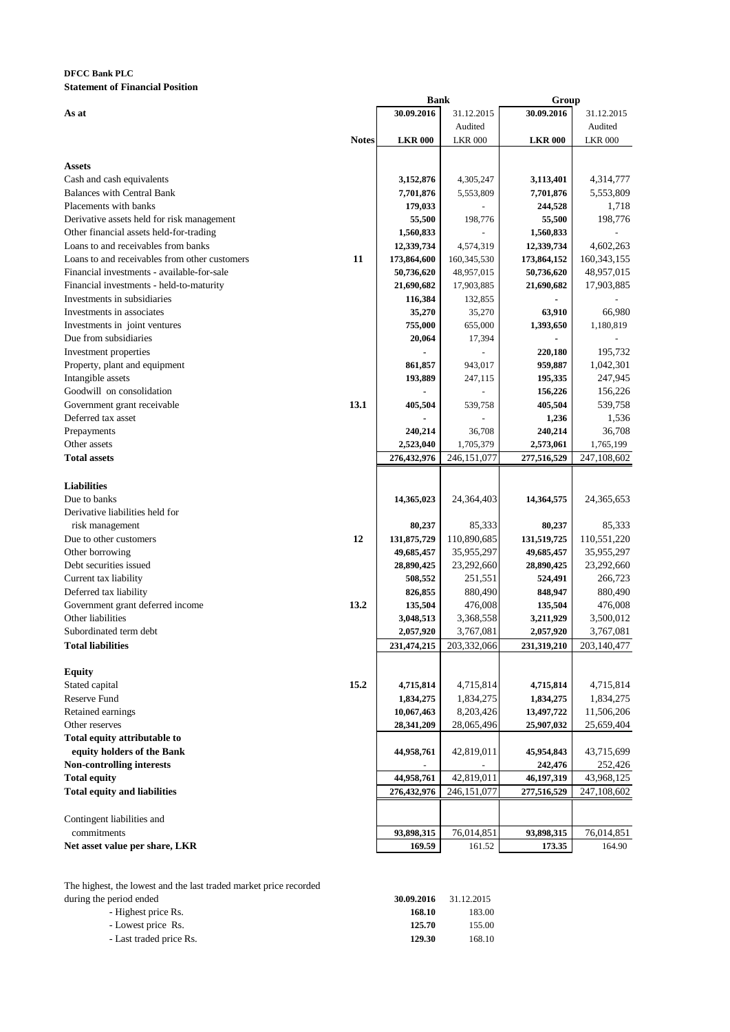**DFCC Bank PLC**
**Statement of Financial Position**

| | | Bank | | Group | |
|---|---|---|---|---|---|
| **As at** | | **30.09.2016** | 31.12.2015 | **30.09.2016** | 31.12.2015 |
| | | | Audited | | Audited |
| | **Notes** | **LKR 000** | LKR 000 | **LKR 000** | LKR 000 |
| **Assets** | | | | | |
| Cash and cash equivalents | | **3,152,876** | 4,305,247 | **3,113,401** | 4,314,777 |
| Balances with Central Bank | | **7,701,876** | 5,553,809 | **7,701,876** | 5,553,809 |
| Placements with banks | | **179,033** | - | **244,528** | 1,718 |
| Derivative assets held for risk management | | **55,500** | 198,776 | **55,500** | 198,776 |
| Other financial assets held-for-trading | | **1,560,833** | - | **1,560,833** | - |
| Loans to and receivables from banks | | **12,339,734** | 4,574,319 | **12,339,734** | 4,602,263 |
| Loans to and receivables from other customers | **11** | **173,864,600** | 160,345,530 | **173,864,152** | 160,343,155 |
| Financial investments - available-for-sale | | **50,736,620** | 48,957,015 | **50,736,620** | 48,957,015 |
| Financial investments - held-to-maturity | | **21,690,682** | 17,903,885 | **21,690,682** | 17,903,885 |
| Investments in subsidiaries | | **116,384** | 132,855 | **-** | - |
| Investments in associates | | **35,270** | 35,270 | **63,910** | 66,980 |
| Investments in joint ventures | | **755,000** | 655,000 | **1,393,650** | 1,180,819 |
| Due from subsidiaries | | **20,064** | 17,394 | **-** | - |
| Investment properties | | **-** | - | **220,180** | 195,732 |
| Property, plant and equipment | | **861,857** | 943,017 | **959,887** | 1,042,301 |
| Intangible assets | | **193,889** | 247,115 | **195,335** | 247,945 |
| Goodwill on consolidation | | **-** | - | **156,226** | 156,226 |
| Government grant receivable | **13.1** | **405,504** | 539,758 | **405,504** | 539,758 |
| Deferred tax asset | | **-** | - | **1,236** | 1,536 |
| Prepayments | | **240,214** | 36,708 | **240,214** | 36,708 |
| Other assets | | **2,523,040** | 1,705,379 | **2,573,061** | 1,765,199 |
| **Total assets** | | **276,432,976** | 246,151,077 | **277,516,529** | 247,108,602 |
| **Liabilities** | | | | | |
| Due to banks | | **14,365,023** | 24,364,403 | **14,364,575** | 24,365,653 |
| Derivative liabilities held for risk management | | **80,237** | 85,333 | **80,237** | 85,333 |
| Due to other customers | **12** | **131,875,729** | 110,890,685 | **131,519,725** | 110,551,220 |
| Other borrowing | | **49,685,457** | 35,955,297 | **49,685,457** | 35,955,297 |
| Debt securities issued | | **28,890,425** | 23,292,660 | **28,890,425** | 23,292,660 |
| Current tax liability | | **508,552** | 251,551 | **524,491** | 266,723 |
| Deferred tax liability | | **826,855** | 880,490 | **848,947** | 880,490 |
| Government grant deferred income | **13.2** | **135,504** | 476,008 | **135,504** | 476,008 |
| Other liabilities | | **3,048,513** | 3,368,558 | **3,211,929** | 3,500,012 |
| Subordinated term debt | | **2,057,920** | 3,767,081 | **2,057,920** | 3,767,081 |
| **Total liabilities** | | **231,474,215** | 203,332,066 | **231,319,210** | 203,140,477 |
| **Equity** | | | | | |
| Stated capital | **15.2** | **4,715,814** | 4,715,814 | **4,715,814** | 4,715,814 |
| Reserve Fund | | **1,834,275** | 1,834,275 | **1,834,275** | 1,834,275 |
| Retained earnings | | **10,067,463** | 8,203,426 | **13,497,722** | 11,506,206 |
| Other reserves | | **28,341,209** | 28,065,496 | **25,907,032** | 25,659,404 |
| **Total equity attributable to equity holders of the Bank** | | **44,958,761** | 42,819,011 | **45,954,843** | 43,715,699 |
| **Non-controlling interests** | | **-** | - | **242,476** | 252,426 |
| **Total equity** | | **44,958,761** | 42,819,011 | **46,197,319** | 43,968,125 |
| **Total equity and liabilities** | | **276,432,976** | 246,151,077 | **277,516,529** | 247,108,602 |
| Contingent liabilities and commitments | | **93,898,315** | 76,014,851 | **93,898,315** | 76,014,851 |
| **Net asset value per share, LKR** | | **169.59** | 161.52 | **173.35** | 164.90 |

The highest, the lowest and the last traded market price recorded during the period ended

| | **30.09.2016** | 31.12.2015 |
|---|---|---|
| - Highest price Rs. | **168.10** | 183.00 |
| - Lowest price Rs. | **125.70** | 155.00 |
| - Last traded price Rs. | **129.30** | 168.10 |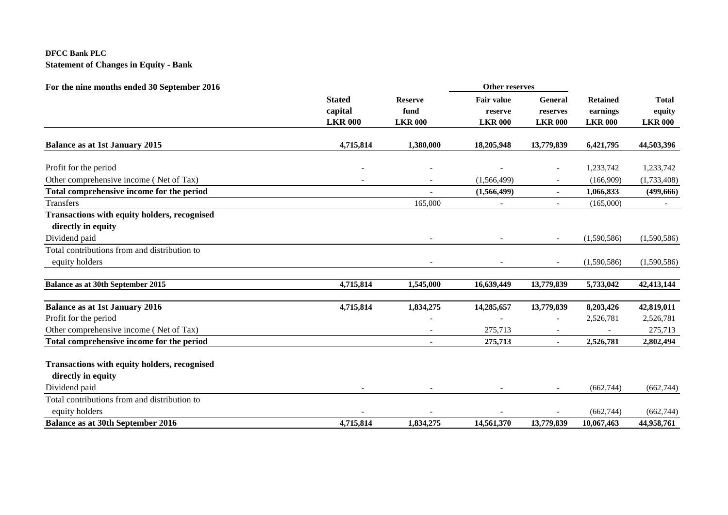**DFCC Bank PLC**

**Statement of Changes in Equity - Bank**

**For the nine months ended 30 September 2016**

| | Stated capital | Reserve fund | Other reserves | | Retained earnings | Total equity |
|---|---|---|---|---|---|---|
| | | | Fair value reserve | General reserves | | |
| | LKR 000 | LKR 000 | LKR 000 | LKR 000 | LKR 000 | LKR 000 |
| **Balance as at 1st January 2015** | **4,715,814** | **1,380,000** | **18,205,948** | **13,779,839** | **6,421,795** | **44,503,396** |
| Profit for the period | - | - | - | - | 1,233,742 | 1,233,742 |
| Other comprehensive income ( Net of Tax) | - | - | (1,566,499) | - | (166,909) | (1,733,408) |
| **Total comprehensive income for the period** | | **-** | **(1,566,499)** | **-** | **1,066,833** | **(499,666)** |
| Transfers | | 165,000 | - | - | (165,000) | - |
| **Transactions with equity holders, recognised directly in equity** | | | | | | |
| Dividend paid | | - | - | - | (1,590,586) | (1,590,586) |
| Total contributions from and distribution to equity holders | | - | - | - | (1,590,586) | (1,590,586) |
| **Balance as at 30th September 2015** | **4,715,814** | **1,545,000** | **16,639,449** | **13,779,839** | **5,733,042** | **42,413,144** |
| **Balance as at 1st January 2016** | **4,715,814** | **1,834,275** | **14,285,657** | **13,779,839** | **8,203,426** | **42,819,011** |
| Profit for the period | | - | - | - | 2,526,781 | 2,526,781 |
| Other comprehensive income ( Net of Tax) | | - | 275,713 | - | - | 275,713 |
| **Total comprehensive income for the period** | | **-** | **275,713** | **-** | **2,526,781** | **2,802,494** |
| **Transactions with equity holders, recognised directly in equity** | | | | | | |
| Dividend paid | - | - | - | - | (662,744) | (662,744) |
| Total contributions from and distribution to equity holders | - | - | - | - | (662,744) | (662,744) |
| **Balance as at 30th September 2016** | **4,715,814** | **1,834,275** | **14,561,370** | **13,779,839** | **10,067,463** | **44,958,761** |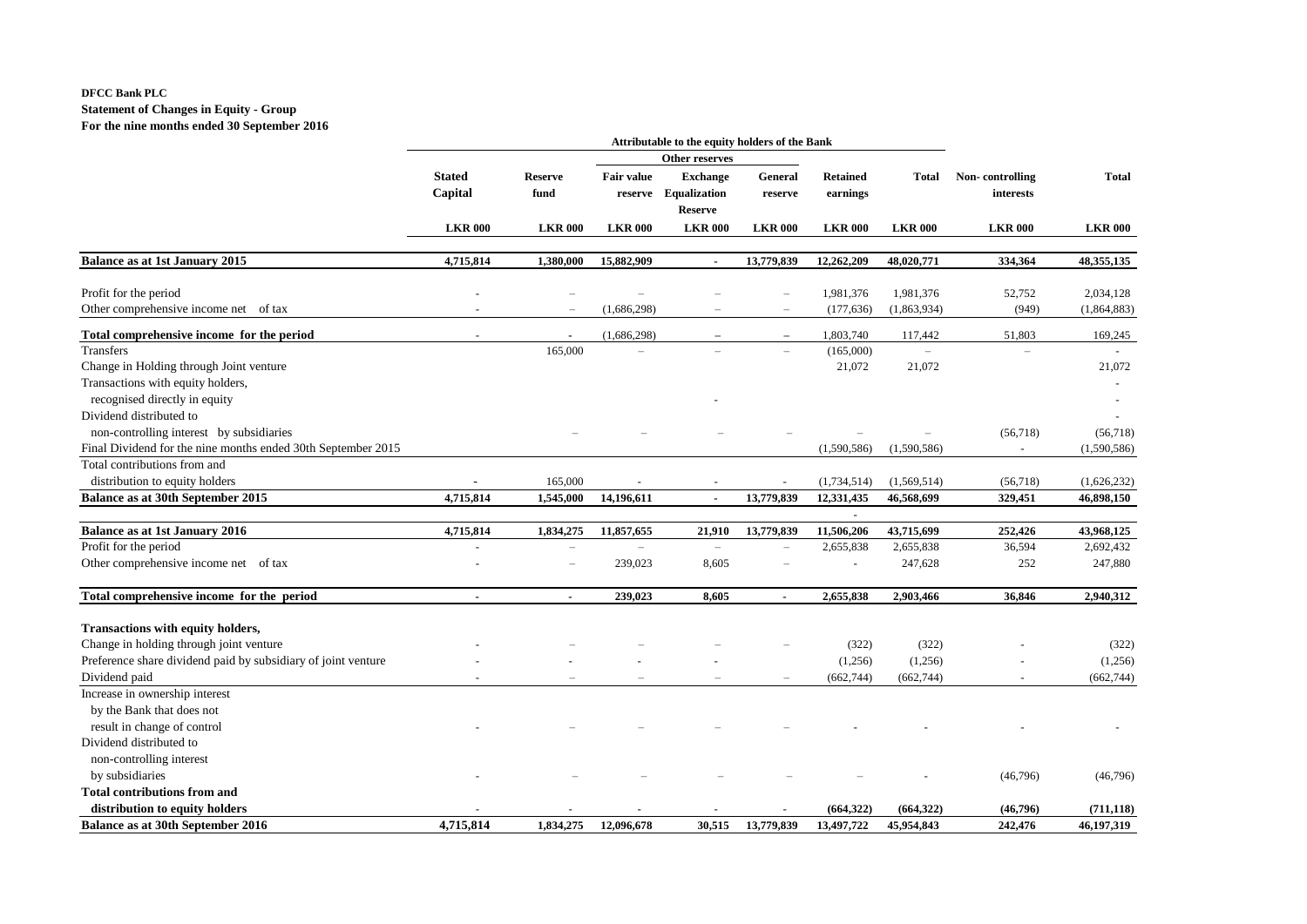**DFCC Bank PLC**
**Statement of Changes in Equity - Group**
**For the nine months ended 30 September 2016**

| | Attributable to the equity holders of the Bank | | | | | | | | |
|---|---|---|---|---|---|---|---|---|---|
| | | | Other reserves | | | | | | |
| | Stated Capital | Reserve fund | Fair value reserve | Exchange Equalization Reserve | General reserve | Retained earnings | Total | Non- controlling interests | Total |
| | LKR 000 | LKR 000 | LKR 000 | LKR 000 | LKR 000 | LKR 000 | LKR 000 | LKR 000 | LKR 000 |
| **Balance as at 1st January 2015** | **4,715,814** | **1,380,000** | **15,882,909** | **-** | **13,779,839** | **12,262,209** | **48,020,771** | **334,364** | **48,355,135** |
| Profit for the period | - | – | – | – | – | 1,981,376 | 1,981,376 | 52,752 | 2,034,128 |
| Other comprehensive income net of tax | - | – | (1,686,298) | – | – | (177,636) | (1,863,934) | (949) | (1,864,883) |
| **Total comprehensive income for the period** | - | - | (1,686,298) | – | – | 1,803,740 | 117,442 | 51,803 | 169,245 |
| Transfers | | 165,000 | – | – | – | (165,000) | – | – | - |
| Change in Holding through Joint venture | | | | | | 21,072 | 21,072 | | 21,072 |
| Transactions with equity holders, | | | | | | | | | - |
| recognised directly in equity | | | | - | | | | | - |
| Dividend distributed to | | | | | | | | | - |
| non-controlling interest by subsidiaries | | – | – | – | – | – | – | (56,718) | (56,718) |
| Final Dividend for the nine months ended 30th September 2015 | | | | | | (1,590,586) | (1,590,586) | - | (1,590,586) |
| Total contributions from and | | | | | | | | | |
| distribution to equity holders | - | 165,000 | - | - | - | (1,734,514) | (1,569,514) | (56,718) | (1,626,232) |
| **Balance as at 30th September 2015** | **4,715,814** | **1,545,000** | **14,196,611** | **-** | **13,779,839** | **12,331,435** | **46,568,699** | **329,451** | **46,898,150** |
| | | | | | | - | | | |
| **Balance as at 1st January 2016** | **4,715,814** | **1,834,275** | **11,857,655** | **21,910** | **13,779,839** | **11,506,206** | **43,715,699** | **252,426** | **43,968,125** |
| Profit for the period | - | – | – | – | – | 2,655,838 | 2,655,838 | 36,594 | 2,692,432 |
| Other comprehensive income net of tax | - | – | 239,023 | 8,605 | – | - | 247,628 | 252 | 247,880 |
| **Total comprehensive income for the period** | **-** | **-** | **239,023** | **8,605** | **-** | **2,655,838** | **2,903,466** | **36,846** | **2,940,312** |
| **Transactions with equity holders,** | | | | | | | | | |
| Change in holding through joint venture | - | – | – | – | – | (322) | (322) | - | (322) |
| Preference share dividend paid by subsidiary of joint venture | - | - | - | - | | (1,256) | (1,256) | - | (1,256) |
| Dividend paid | - | – | – | – | – | (662,744) | (662,744) | - | (662,744) |
| Increase in ownership interest | | | | | | | | | |
| by the Bank that does not | | | | | | | | | |
| result in change of control | - | – | – | – | – | - | - | - | - |
| Dividend distributed to | | | | | | | | | |
| non-controlling interest | | | | | | | | | |
| by subsidiaries | - | – | – | – | – | – | - | (46,796) | (46,796) |
| **Total contributions from and** | | | | | | | | | |
| **distribution to equity holders** | **-** | **-** | **-** | **-** | **-** | **(664,322)** | **(664,322)** | **(46,796)** | **(711,118)** |
| **Balance as at 30th September 2016** | **4,715,814** | **1,834,275** | **12,096,678** | **30,515** | **13,779,839** | **13,497,722** | **45,954,843** | **242,476** | **46,197,319** |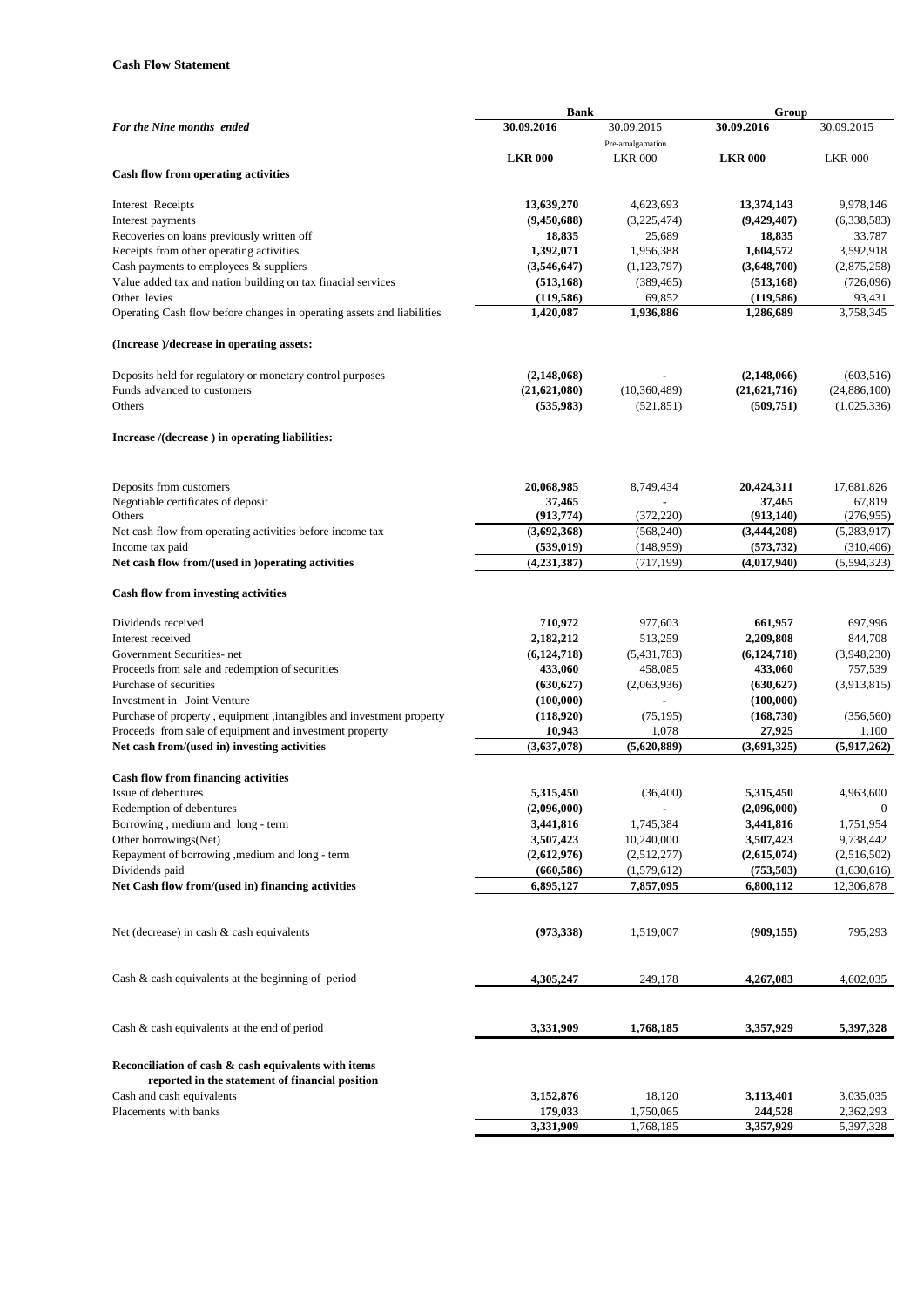**Cash Flow Statement**

| | Bank | | Group | |
|---|---|---|---|---|
| ***For the Nine months ended*** | **30.09.2016** | 30.09.2015 | **30.09.2016** | 30.09.2015 |
| | | Pre-amalgamation | | |
| | **LKR 000** | LKR 000 | **LKR 000** | LKR 000 |
| **Cash flow from operating activities** | | | | |
| Interest Receipts | **13,639,270** | 4,623,693 | **13,374,143** | 9,978,146 |
| Interest payments | **(9,450,688)** | (3,225,474) | **(9,429,407)** | (6,338,583) |
| Recoveries on loans previously written off | **18,835** | 25,689 | **18,835** | 33,787 |
| Receipts from other operating activities | **1,392,071** | 1,956,388 | **1,604,572** | 3,592,918 |
| Cash payments to employees & suppliers | **(3,546,647)** | (1,123,797) | **(3,648,700)** | (2,875,258) |
| Value added tax and nation building on tax finacial services | **(513,168)** | (389,465) | **(513,168)** | (726,096) |
| Other levies | **(119,586)** | 69,852 | **(119,586)** | 93,431 |
| Operating Cash flow before changes in operating assets and liabilities | **1,420,087** | **1,936,886** | **1,286,689** | 3,758,345 |
| **(Increase )/decrease in operating assets:** | | | | |
| Deposits held for regulatory or monetary control purposes | **(2,148,068)** | - | **(2,148,066)** | (603,516) |
| Funds advanced to customers | **(21,621,080)** | (10,360,489) | **(21,621,716)** | (24,886,100) |
| Others | **(535,983)** | (521,851) | **(509,751)** | (1,025,336) |
| **Increase /(decrease ) in operating liabilities:** | | | | |
| Deposits from customers | **20,068,985** | 8,749,434 | **20,424,311** | 17,681,826 |
| Negotiable certificates of deposit | **37,465** | - | **37,465** | 67,819 |
| Others | **(913,774)** | (372,220) | **(913,140)** | (276,955) |
| Net cash flow from operating activities before income tax | **(3,692,368)** | (568,240) | **(3,444,208)** | (5,283,917) |
| Income tax paid | **(539,019)** | (148,959) | **(573,732)** | (310,406) |
| **Net cash flow from/(used in )operating activities** | **(4,231,387)** | (717,199) | **(4,017,940)** | (5,594,323) |
| **Cash flow from investing activities** | | | | |
| Dividends received | **710,972** | 977,603 | **661,957** | 697,996 |
| Interest received | **2,182,212** | 513,259 | **2,209,808** | 844,708 |
| Government Securities- net | **(6,124,718)** | (5,431,783) | **(6,124,718)** | (3,948,230) |
| Proceeds from sale and redemption of securities | **433,060** | 458,085 | **433,060** | 757,539 |
| Purchase of securities | **(630,627)** | (2,063,936) | **(630,627)** | (3,913,815) |
| Investment in Joint Venture | **(100,000)** | - | **(100,000)** | |
| Purchase of property , equipment ,intangibles and investment property | **(118,920)** | (75,195) | **(168,730)** | (356,560) |
| Proceeds from sale of equipment and investment property | **10,943** | 1,078 | **27,925** | 1,100 |
| **Net cash from/(used in) investing activities** | **(3,637,078)** | **(5,620,889)** | **(3,691,325)** | **(5,917,262)** |
| **Cash flow from financing activities** | | | | |
| Issue of debentures | **5,315,450** | (36,400) | **5,315,450** | 4,963,600 |
| Redemption of debentures | **(2,096,000)** | - | **(2,096,000)** | 0 |
| Borrowing , medium and long - term | **3,441,816** | 1,745,384 | **3,441,816** | 1,751,954 |
| Other borrowings(Net) | **3,507,423** | 10,240,000 | **3,507,423** | 9,738,442 |
| Repayment of borrowing ,medium and long - term | **(2,612,976)** | (2,512,277) | **(2,615,074)** | (2,516,502) |
| Dividends paid | **(660,586)** | (1,579,612) | **(753,503)** | (1,630,616) |
| **Net Cash flow from/(used in) financing activities** | **6,895,127** | **7,857,095** | **6,800,112** | 12,306,878 |
| Net (decrease) in cash & cash equivalents | **(973,338)** | 1,519,007 | **(909,155)** | 795,293 |
| Cash & cash equivalents at the beginning of period | **4,305,247** | 249,178 | **4,267,083** | 4,602,035 |
| Cash & cash equivalents at the end of period | **3,331,909** | **1,768,185** | **3,357,929** | **5,397,328** |
| **Reconciliation of cash & cash equivalents with items reported in the statement of financial position** | | | | |
| Cash and cash equivalents | **3,152,876** | 18,120 | **3,113,401** | 3,035,035 |
| Placements with banks | **179,033** | 1,750,065 | **244,528** | 2,362,293 |
| | **3,331,909** | 1,768,185 | **3,357,929** | 5,397,328 |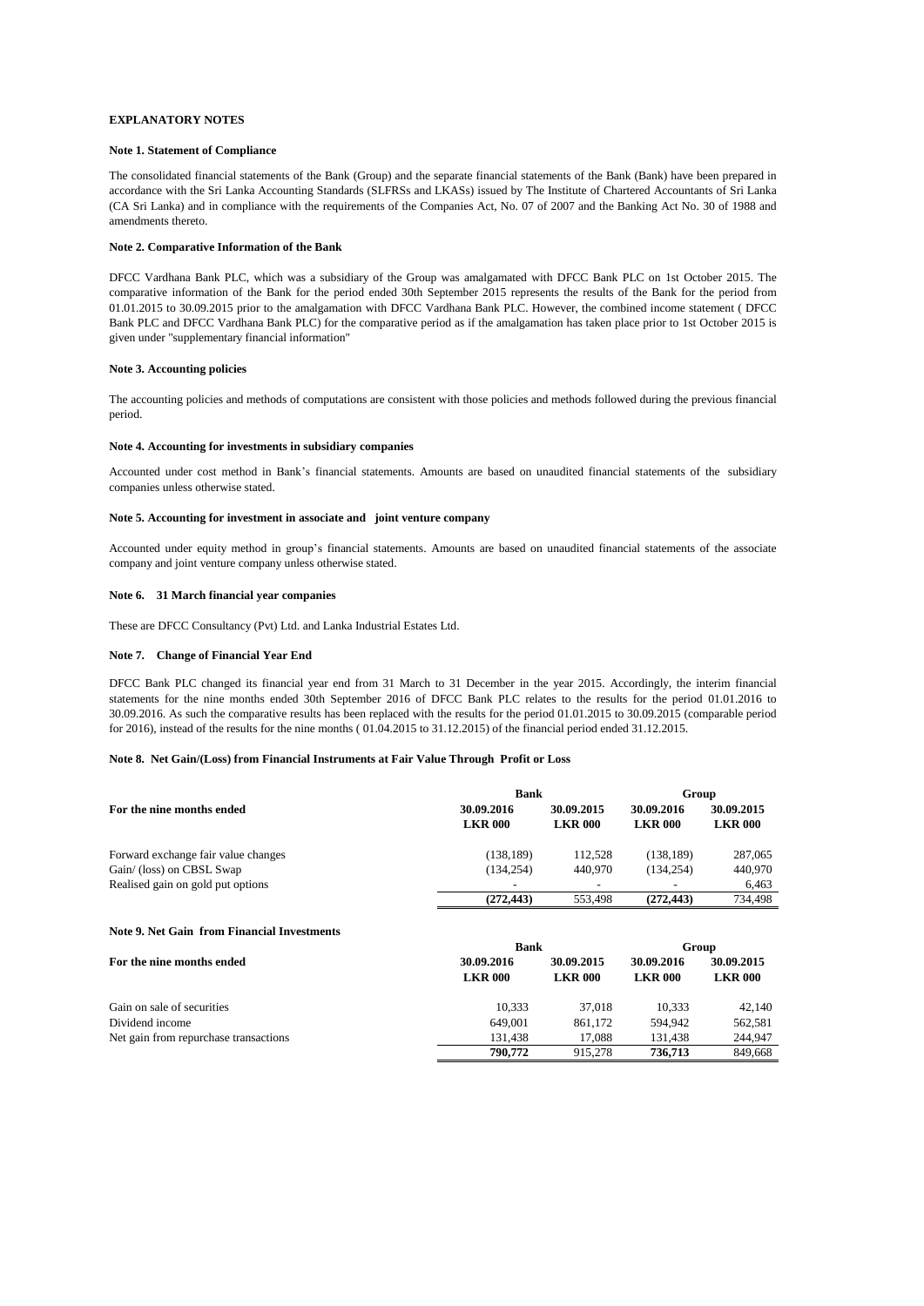**EXPLANATORY NOTES**

**Note 1. Statement of Compliance**

The consolidated financial statements of the Bank (Group) and the separate financial statements of the Bank (Bank) have been prepared in accordance with the Sri Lanka Accounting Standards (SLFRSs and LKASs) issued by The Institute of Chartered Accountants of Sri Lanka (CA Sri Lanka) and in compliance with the requirements of the Companies Act, No. 07 of 2007 and the Banking Act No. 30 of 1988 and amendments thereto.

**Note 2. Comparative Information of the Bank**

DFCC Vardhana Bank PLC, which was a subsidiary of the Group was amalgamated with DFCC Bank PLC on 1st October 2015. The comparative information of the Bank for the period ended 30th September 2015 represents the results of the Bank for the period from 01.01.2015 to 30.09.2015 prior to the amalgamation with DFCC Vardhana Bank PLC. However, the combined income statement ( DFCC Bank PLC and DFCC Vardhana Bank PLC) for the comparative period as if the amalgamation has taken place prior to 1st October 2015 is given under "supplementary financial information"

**Note 3. Accounting policies**

The accounting policies and methods of computations are consistent with those policies and methods followed during the previous financial period.

**Note 4. Accounting for investments in subsidiary companies**

Accounted under cost method in Bank's financial statements. Amounts are based on unaudited financial statements of the subsidiary companies unless otherwise stated.

**Note 5. Accounting for investment in associate and joint venture company**

Accounted under equity method in group's financial statements. Amounts are based on unaudited financial statements of the associate company and joint venture company unless otherwise stated.

**Note 6. 31 March financial year companies**

These are DFCC Consultancy (Pvt) Ltd. and Lanka Industrial Estates Ltd.

**Note 7. Change of Financial Year End**

DFCC Bank PLC changed its financial year end from 31 March to 31 December in the year 2015. Accordingly, the interim financial statements for the nine months ended 30th September 2016 of DFCC Bank PLC relates to the results for the period 01.01.2016 to 30.09.2016. As such the comparative results has been replaced with the results for the period 01.01.2015 to 30.09.2015 (comparable period for 2016), instead of the results for the nine months ( 01.04.2015 to 31.12.2015) of the financial period ended 31.12.2015.

**Note 8. Net Gain/(Loss) from Financial Instruments at Fair Value Through Profit or Loss**

| | Bank | | Group | |
|---|---|---|---|---|
| **For the nine months ended** | **30.09.2016 LKR 000** | **30.09.2015 LKR 000** | **30.09.2016 LKR 000** | **30.09.2015 LKR 000** |
| Forward exchange fair value changes | (138,189) | 112,528 | (138,189) | 287,065 |
| Gain/ (loss) on CBSL Swap | (134,254) | 440,970 | (134,254) | 440,970 |
| Realised gain on gold put options | - | - | - | 6,463 |
| | **(272,443)** | 553,498 | **(272,443)** | 734,498 |

**Note 9. Net Gain from Financial Investments**

| | Bank | | Group | |
|---|---|---|---|---|
| **For the nine months ended** | **30.09.2016 LKR 000** | **30.09.2015 LKR 000** | **30.09.2016 LKR 000** | **30.09.2015 LKR 000** |
| Gain on sale of securities | 10,333 | 37,018 | 10,333 | 42,140 |
| Dividend income | 649,001 | 861,172 | 594,942 | 562,581 |
| Net gain from repurchase transactions | 131,438 | 17,088 | 131,438 | 244,947 |
| | **790,772** | 915,278 | **736,713** | 849,668 |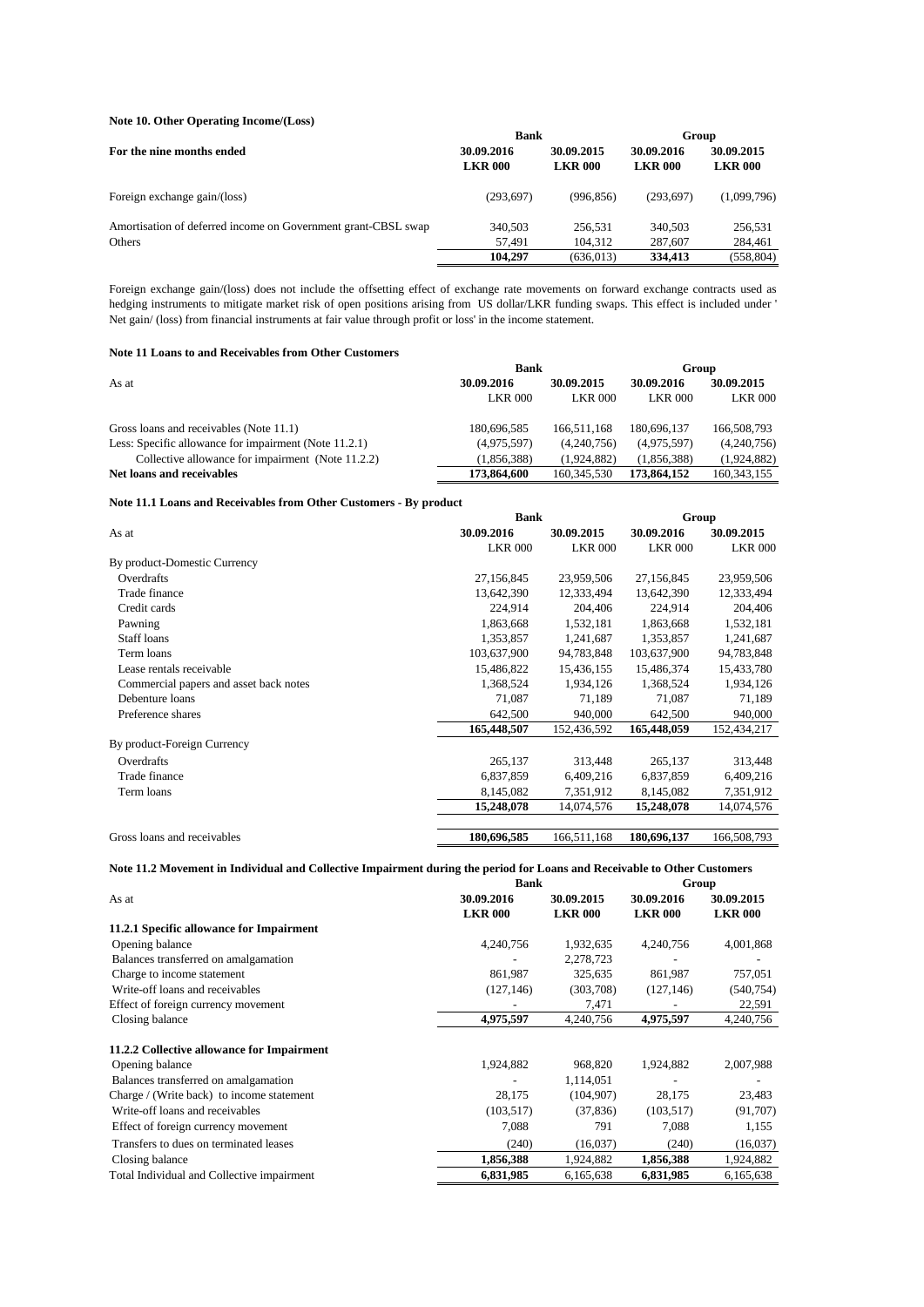**Note 10. Other Operating Income/(Loss)**

| For the nine months ended | Bank | | Group | |
|---|---|---|---|---|
| | 30.09.2016 LKR 000 | 30.09.2015 LKR 000 | 30.09.2016 LKR 000 | 30.09.2015 LKR 000 |
| Foreign exchange gain/(loss) | (293,697) | (996,856) | (293,697) | (1,099,796) |
| Amortisation of deferred income on Government grant-CBSL swap | 340,503 | 256,531 | 340,503 | 256,531 |
| Others | 57,491 | 104,312 | 287,607 | 284,461 |
| | **104,297** | (636,013) | **334,413** | (558,804) |

Foreign exchange gain/(loss) does not include the offsetting effect of exchange rate movements on forward exchange contracts used as hedging instruments to mitigate market risk of open positions arising from US dollar/LKR funding swaps. This effect is included under ' Net gain/ (loss) from financial instruments at fair value through profit or loss' in the income statement.

**Note 11 Loans to and Receivables from Other Customers**

| As at | Bank | | Group | |
|---|---|---|---|---|
| | **30.09.2016** LKR 000 | **30.09.2015** LKR 000 | **30.09.2016** LKR 000 | **30.09.2015** LKR 000 |
| Gross loans and receivables (Note 11.1) | 180,696,585 | 166,511,168 | 180,696,137 | 166,508,793 |
| Less: Specific allowance for impairment (Note 11.2.1) | (4,975,597) | (4,240,756) | (4,975,597) | (4,240,756) |
| Collective allowance for impairment (Note 11.2.2) | (1,856,388) | (1,924,882) | (1,856,388) | (1,924,882) |
| **Net loans and receivables** | **173,864,600** | 160,345,530 | **173,864,152** | 160,343,155 |

**Note 11.1 Loans and Receivables from Other Customers - By product**

| As at | Bank | | Group | |
|---|---|---|---|---|
| | **30.09.2016** LKR 000 | **30.09.2015** LKR 000 | **30.09.2016** LKR 000 | **30.09.2015** LKR 000 |
| By product-Domestic Currency | | | | |
| Overdrafts | 27,156,845 | 23,959,506 | 27,156,845 | 23,959,506 |
| Trade finance | 13,642,390 | 12,333,494 | 13,642,390 | 12,333,494 |
| Credit cards | 224,914 | 204,406 | 224,914 | 204,406 |
| Pawning | 1,863,668 | 1,532,181 | 1,863,668 | 1,532,181 |
| Staff loans | 1,353,857 | 1,241,687 | 1,353,857 | 1,241,687 |
| Term loans | 103,637,900 | 94,783,848 | 103,637,900 | 94,783,848 |
| Lease rentals receivable | 15,486,822 | 15,436,155 | 15,486,374 | 15,433,780 |
| Commercial papers and asset back notes | 1,368,524 | 1,934,126 | 1,368,524 | 1,934,126 |
| Debenture loans | 71,087 | 71,189 | 71,087 | 71,189 |
| Preference shares | 642,500 | 940,000 | 642,500 | 940,000 |
| | **165,448,507** | 152,436,592 | **165,448,059** | 152,434,217 |
| By product-Foreign Currency | | | | |
| Overdrafts | 265,137 | 313,448 | 265,137 | 313,448 |
| Trade finance | 6,837,859 | 6,409,216 | 6,837,859 | 6,409,216 |
| Term loans | 8,145,082 | 7,351,912 | 8,145,082 | 7,351,912 |
| | **15,248,078** | 14,074,576 | **15,248,078** | 14,074,576 |
| Gross loans and receivables | **180,696,585** | 166,511,168 | **180,696,137** | 166,508,793 |

**Note 11.2 Movement in Individual and Collective Impairment during the period for Loans and Receivable to Other Customers**

| As at | Bank | | Group | |
|---|---|---|---|---|
| | **30.09.2016 LKR 000** | **30.09.2015 LKR 000** | **30.09.2016 LKR 000** | **30.09.2015 LKR 000** |
| **11.2.1 Specific allowance for Impairment** | | | | |
| Opening balance | 4,240,756 | 1,932,635 | 4,240,756 | 4,001,868 |
| Balances transferred on amalgamation | - | 2,278,723 | - | - |
| Charge to income statement | 861,987 | 325,635 | 861,987 | 757,051 |
| Write-off loans and receivables | (127,146) | (303,708) | (127,146) | (540,754) |
| Effect of foreign currency movement | - | 7,471 | - | 22,591 |
| Closing balance | **4,975,597** | 4,240,756 | **4,975,597** | 4,240,756 |
| **11.2.2 Collective allowance for Impairment** | | | | |
| Opening balance | 1,924,882 | 968,820 | 1,924,882 | 2,007,988 |
| Balances transferred on amalgamation | - | 1,114,051 | - | - |
| Charge / (Write back) to income statement | 28,175 | (104,907) | 28,175 | 23,483 |
| Write-off loans and receivables | (103,517) | (37,836) | (103,517) | (91,707) |
| Effect of foreign currency movement | 7,088 | 791 | 7,088 | 1,155 |
| Transfers to dues on terminated leases | (240) | (16,037) | (240) | (16,037) |
| Closing balance | **1,856,388** | 1,924,882 | **1,856,388** | 1,924,882 |
| Total Individual and Collective impairment | **6,831,985** | 6,165,638 | **6,831,985** | 6,165,638 |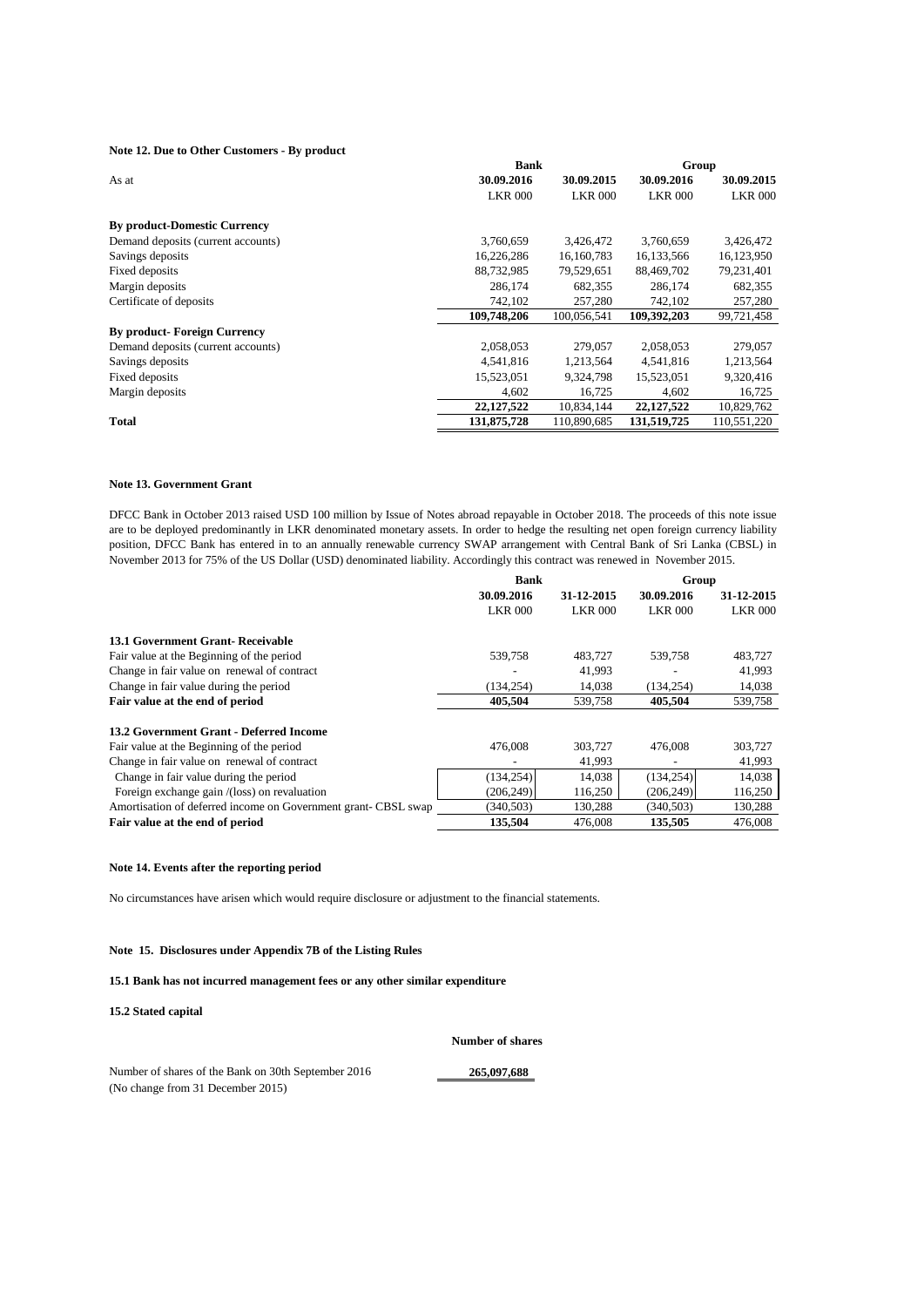**Note 12. Due to Other Customers - By product**

| As at | Bank | | Group | |
|---|---|---|---|---|
| | 30.09.2016 | 30.09.2015 | 30.09.2016 | 30.09.2015 |
| | LKR 000 | LKR 000 | LKR 000 | LKR 000 |
| **By product-Domestic Currency** | | | | |
| Demand deposits (current accounts) | 3,760,659 | 3,426,472 | 3,760,659 | 3,426,472 |
| Savings deposits | 16,226,286 | 16,160,783 | 16,133,566 | 16,123,950 |
| Fixed deposits | 88,732,985 | 79,529,651 | 88,469,702 | 79,231,401 |
| Margin deposits | 286,174 | 682,355 | 286,174 | 682,355 |
| Certificate of deposits | 742,102 | 257,280 | 742,102 | 257,280 |
| | **109,748,206** | 100,056,541 | **109,392,203** | 99,721,458 |
| **By product- Foreign Currency** | | | | |
| Demand deposits (current accounts) | 2,058,053 | 279,057 | 2,058,053 | 279,057 |
| Savings deposits | 4,541,816 | 1,213,564 | 4,541,816 | 1,213,564 |
| Fixed deposits | 15,523,051 | 9,324,798 | 15,523,051 | 9,320,416 |
| Margin deposits | 4,602 | 16,725 | 4,602 | 16,725 |
| | **22,127,522** | 10,834,144 | **22,127,522** | 10,829,762 |
| **Total** | **131,875,728** | 110,890,685 | **131,519,725** | 110,551,220 |

**Note 13. Government Grant**

DFCC Bank in October 2013 raised USD 100 million by Issue of Notes abroad repayable in October 2018. The proceeds of this note issue are to be deployed predominantly in LKR denominated monetary assets. In order to hedge the resulting net open foreign currency liability position, DFCC Bank has entered in to an annually renewable currency SWAP arrangement with Central Bank of Sri Lanka (CBSL) in November 2013 for 75% of the US Dollar (USD) denominated liability. Accordingly this contract was renewed in November 2015.

| | Bank | | Group | |
|---|---|---|---|---|
| | 30.09.2016 | 31-12-2015 | 30.09.2016 | 31-12-2015 |
| | LKR 000 | LKR 000 | LKR 000 | LKR 000 |
| **13.1 Government Grant- Receivable** | | | | |
| Fair value at the Beginning of the period | 539,758 | 483,727 | 539,758 | 483,727 |
| Change in fair value on renewal of contract | - | 41,993 | - | 41,993 |
| Change in fair value during the period | (134,254) | 14,038 | (134,254) | 14,038 |
| **Fair value at the end of period** | **405,504** | 539,758 | **405,504** | 539,758 |
| **13.2 Government Grant - Deferred Income** | | | | |
| Fair value at the Beginning of the period | 476,008 | 303,727 | 476,008 | 303,727 |
| Change in fair value on renewal of contract | - | 41,993 | - | 41,993 |
| Change in fair value during the period | (134,254) | 14,038 | (134,254) | 14,038 |
| Foreign exchange gain /(loss) on revaluation | (206,249) | 116,250 | (206,249) | 116,250 |
| Amortisation of deferred income on Government grant- CBSL swap | (340,503) | 130,288 | (340,503) | 130,288 |
| **Fair value at the end of period** | **135,504** | 476,008 | **135,505** | 476,008 |

**Note 14. Events after the reporting period**

No circumstances have arisen which would require disclosure or adjustment to the financial statements.

**Note 15. Disclosures under Appendix 7B of the Listing Rules**

**15.1 Bank has not incurred management fees or any other similar expenditure**

**15.2 Stated capital**

| | Number of shares |
|---|---|
| Number of shares of the Bank on 30th September 2016 (No change from 31 December 2015) | **265,097,688** |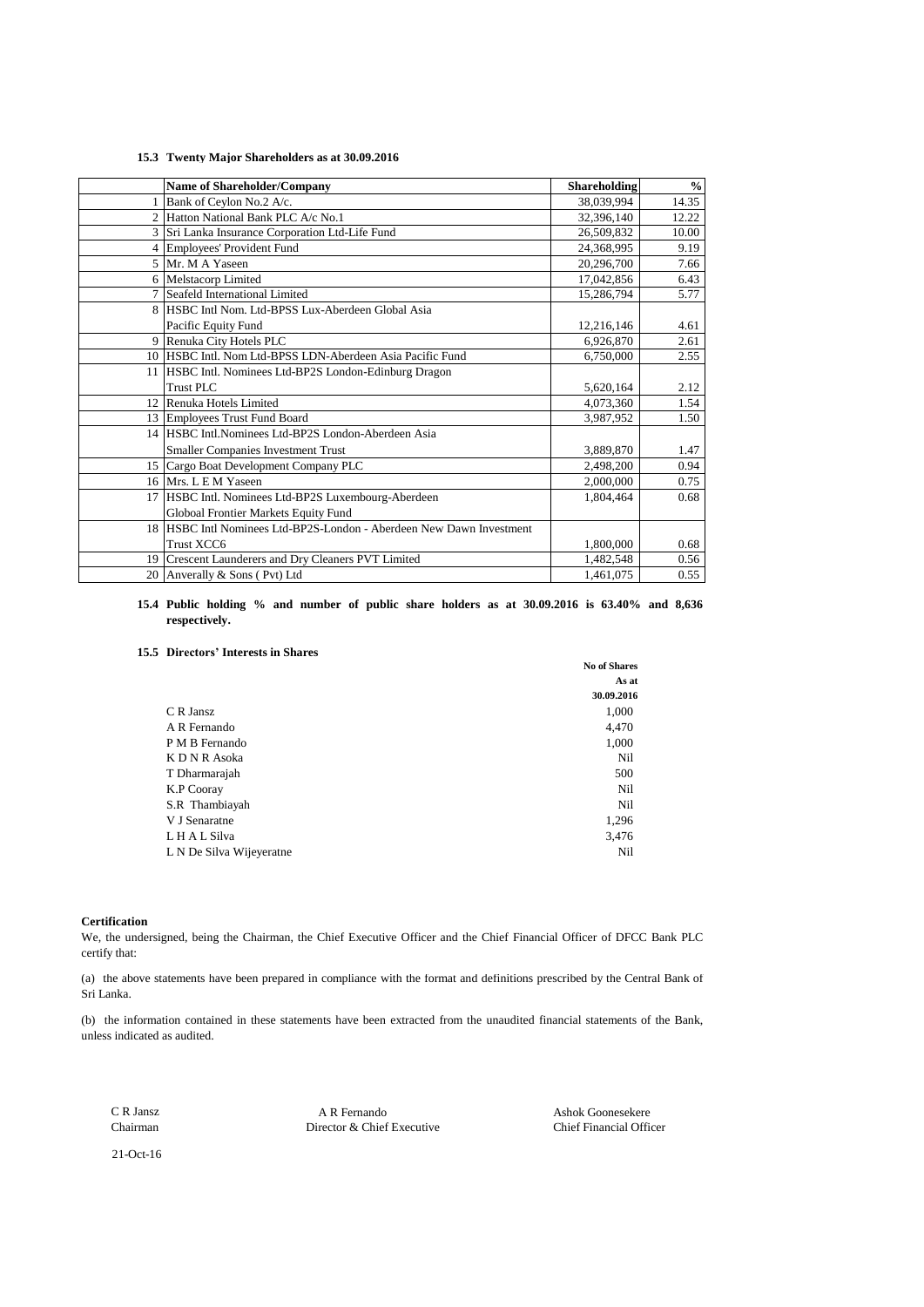### 15.3 Twenty Major Shareholders as at 30.09.2016

| | Name of Shareholder/Company | Shareholding | % |
|---|---|---|---|
| 1 | Bank of Ceylon No.2 A/c. | 38,039,994 | 14.35 |
| 2 | Hatton National Bank PLC A/c No.1 | 32,396,140 | 12.22 |
| 3 | Sri Lanka Insurance Corporation Ltd-Life Fund | 26,509,832 | 10.00 |
| 4 | Employees' Provident Fund | 24,368,995 | 9.19 |
| 5 | Mr. M A Yaseen | 20,296,700 | 7.66 |
| 6 | Melstacorp Limited | 17,042,856 | 6.43 |
| 7 | Seafeld International Limited | 15,286,794 | 5.77 |
| 8 | HSBC Intl Nom. Ltd-BPSS Lux-Aberdeen Global Asia Pacific Equity Fund | 12,216,146 | 4.61 |
| 9 | Renuka City Hotels PLC | 6,926,870 | 2.61 |
| 10 | HSBC Intl. Nom Ltd-BPSS LDN-Aberdeen Asia Pacific Fund | 6,750,000 | 2.55 |
| 11 | HSBC Intl. Nominees Ltd-BP2S London-Edinburg Dragon Trust PLC | 5,620,164 | 2.12 |
| 12 | Renuka Hotels Limited | 4,073,360 | 1.54 |
| 13 | Employees Trust Fund Board | 3,987,952 | 1.50 |
| 14 | HSBC Intl.Nominees Ltd-BP2S London-Aberdeen Asia Smaller Companies Investment Trust | 3,889,870 | 1.47 |
| 15 | Cargo Boat Development Company PLC | 2,498,200 | 0.94 |
| 16 | Mrs. L E M Yaseen | 2,000,000 | 0.75 |
| 17 | HSBC Intl. Nominees Ltd-BP2S Luxembourg-Aberdeen Globoal Frontier Markets Equity Fund | 1,804,464 | 0.68 |
| 18 | HSBC Intl Nominees Ltd-BP2S-London - Aberdeen New Dawn Investment Trust XCC6 | 1,800,000 | 0.68 |
| 19 | Crescent Launderers and Dry Cleaners PVT Limited | 1,482,548 | 0.56 |
| 20 | Anverally & Sons ( Pvt) Ltd | 1,461,075 | 0.55 |

**15.4 Public holding % and number of public share holders as at 30.09.2016 is 63.40% and 8,636 respectively.**

### 15.5 Directors' Interests in Shares

| | No of Shares As at 30.09.2016 |
|---|---|
| C R Jansz | 1,000 |
| A R Fernando | 4,470 |
| P M B Fernando | 1,000 |
| K D N R Asoka | Nil |
| T Dharmarajah | 500 |
| K.P Cooray | Nil |
| S.R Thambiayah | Nil |
| V J Senaratne | 1,296 |
| L H A L Silva | 3,476 |
| L N De Silva Wijeyeratne | Nil |

**Certification**

We, the undersigned, being the Chairman, the Chief Executive Officer and the Chief Financial Officer of DFCC Bank PLC certify that:

(a) the above statements have been prepared in compliance with the format and definitions prescribed by the Central Bank of Sri Lanka.

(b) the information contained in these statements have been extracted from the unaudited financial statements of the Bank, unless indicated as audited.

| C R Jansz | A R Fernando | Ashok Goonesekere |
|---|---|---|
| Chairman | Director & Chief Executive | Chief Financial Officer |

21-Oct-16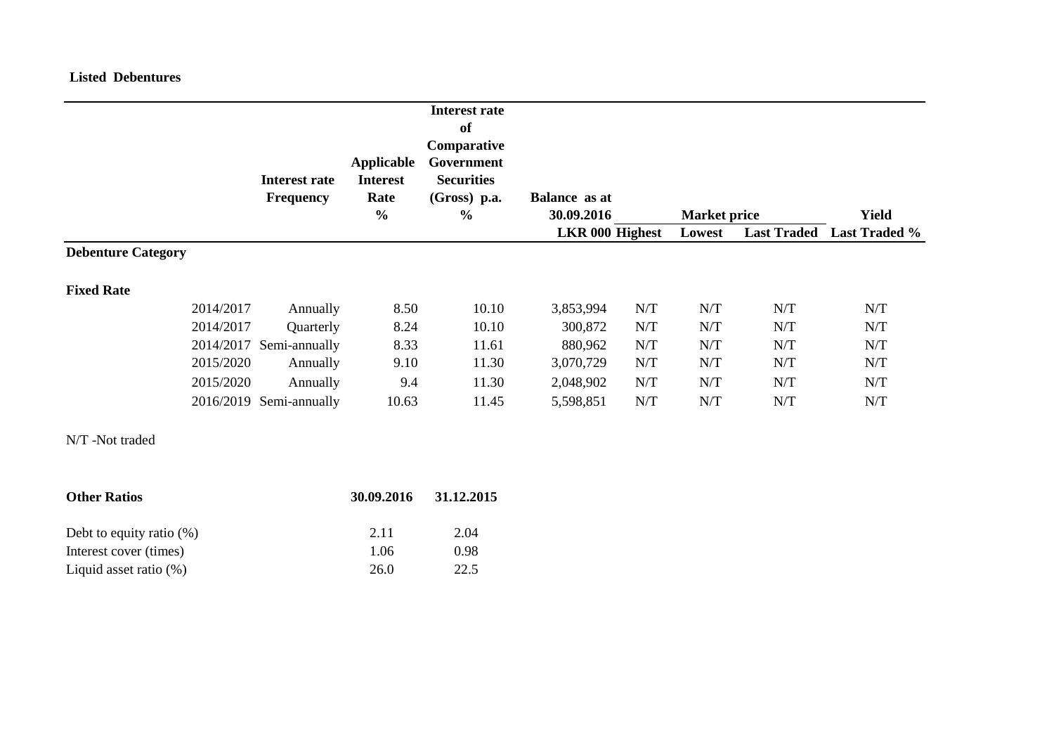**Listed Debentures**

| | | Interest rate Frequency | Applicable Interest Rate % | Interest rate of Comparative Government Securities (Gross) p.a. % | Balance as at 30.09.2016 LKR 000 | Market price | | | Yield |
|---|---|---|---|---|---|---|---|---|---|
| | | | | | | Highest | Lowest | Last Traded | Last Traded % |
| **Debenture Category** | | | | | | | | | |
| **Fixed Rate** | | | | | | | | | |
| | 2014/2017 | Annually | 8.50 | 10.10 | 3,853,994 | N/T | N/T | N/T | N/T |
| | 2014/2017 | Quarterly | 8.24 | 10.10 | 300,872 | N/T | N/T | N/T | N/T |
| | 2014/2017 | Semi-annually | 8.33 | 11.61 | 880,962 | N/T | N/T | N/T | N/T |
| | 2015/2020 | Annually | 9.10 | 11.30 | 3,070,729 | N/T | N/T | N/T | N/T |
| | 2015/2020 | Annually | 9.4 | 11.30 | 2,048,902 | N/T | N/T | N/T | N/T |
| | 2016/2019 | Semi-annually | 10.63 | 11.45 | 5,598,851 | N/T | N/T | N/T | N/T |

N/T -Not traded

| **Other Ratios** | **30.09.2016** | **31.12.2015** |
|---|---|---|
| Debt to equity ratio (%) | 2.11 | 2.04 |
| Interest cover (times) | 1.06 | 0.98 |
| Liquid asset ratio (%) | 26.0 | 22.5 |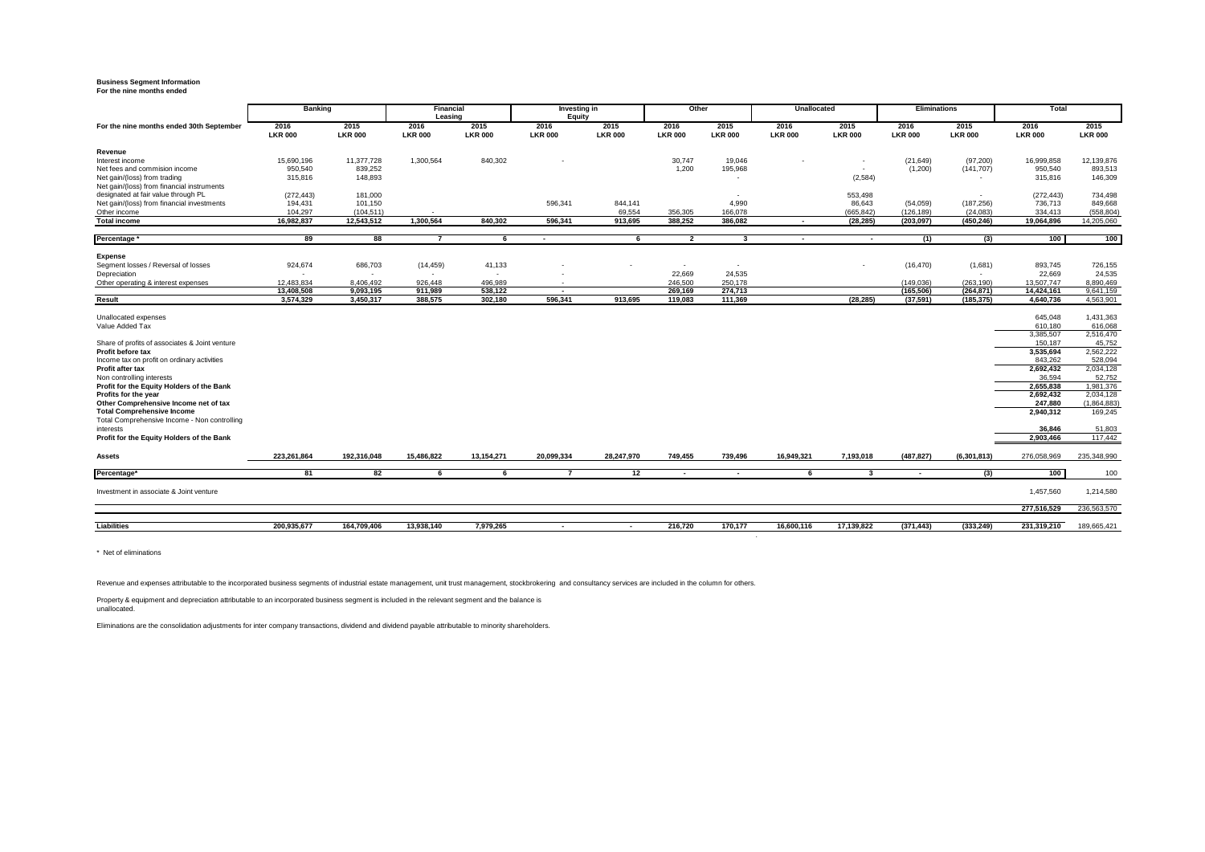**Business Segment Information**
**For the nine months ended**

| For the nine months ended 30th September | Banking | | Financial Leasing | | Investing in Equity | | Other | | Unallocated | | Eliminations | | Total | |
|---|---|---|---|---|---|---|---|---|---|---|---|---|---|---|
| | 2016 LKR 000 | 2015 LKR 000 | 2016 LKR 000 | 2015 LKR 000 | 2016 LKR 000 | 2015 LKR 000 | 2016 LKR 000 | 2015 LKR 000 | 2016 LKR 000 | 2015 LKR 000 | 2016 LKR 000 | 2015 LKR 000 | 2016 LKR 000 | 2015 LKR 000 |
| **Revenue** | | | | | | | | | | | | | | |
| Interest income | 15,690,196 | 11,377,728 | 1,300,564 | 840,302 | - | | 30,747 | 19,046 | - | - | (21,649) | (97,200) | 16,999,858 | 12,139,876 |
| Net fees and commision income | 950,540 | 839,252 | | | | | 1,200 | 195,968 | | - | (1,200) | (141,707) | 950,540 | 893,513 |
| Net gain/(loss) from trading | 315,816 | 148,893 | | | | | | - | | (2,584) | | - | 315,816 | 146,309 |
| Net gain/(loss) from financial instruments designated at fair value through PL | (272,443) | 181,000 | | | | | | - | | 553,498 | | - | (272,443) | 734,498 |
| Net gain/(loss) from financial investments | 194,431 | 101,150 | | | 596,341 | 844,141 | | 4,990 | | 86,643 | (54,059) | (187,256) | 736,713 | 849,668 |
| Other income | 104,297 | (104,511) | - | | | 69,554 | 356,305 | 166,078 | | (665,842) | (126,189) | (24,083) | 334,413 | (558,804) |
| **Total income** | **16,982,837** | **12,543,512** | **1,300,564** | **840,302** | **596,341** | **913,695** | **388,252** | **386,082** | **-** | **(28,285)** | **(203,097)** | **(450,246)** | **19,064,896** | 14,205,060 |
| **Percentage \*** | **89** | **88** | **7** | **6** | **-** | **6** | **2** | **3** | **-** | **-** | **(1)** | **(3)** | **100** | **100** |
| **Expense** | | | | | | | | | | | | | | |
| Segment losses / Reversal of losses | 924,674 | 686,703 | (14,459) | 41,133 | - | - | - | - | | - | (16,470) | (1,681) | 893,745 | 726,155 |
| Depreciation | - | - | - | - | - | | 22,669 | 24,535 | | | | - | 22,669 | 24,535 |
| Other operating & interest expenses | 12,483,834 | 8,406,492 | 926,448 | 496,989 | - | | 246,500 | 250,178 | | | (149,036) | (263,190) | 13,507,747 | 8,890,469 |
| | **13,408,508** | **9,093,195** | **911,989** | **538,122** | **-** | | **269,169** | **274,713** | | | **(165,506)** | **(264,871)** | **14,424,161** | 9,641,159 |
| **Result** | **3,574,329** | **3,450,317** | **388,575** | **302,180** | **596,341** | **913,695** | **119,083** | **111,369** | | **(28,285)** | **(37,591)** | **(185,375)** | **4,640,736** | **4,563,901** |
| Unallocated expenses | | | | | | | | | | | | | 645,048 | 1,431,363 |
| Value Added Tax | | | | | | | | | | | | | 610,180 | 616,068 |
| | | | | | | | | | | | | | 3,385,507 | 2,516,470 |
| Share of profits of associates & Joint venture | | | | | | | | | | | | | 150,187 | 45,752 |
| **Profit before tax** | | | | | | | | | | | | | **3,535,694** | 2,562,222 |
| Income tax on profit on ordinary activities | | | | | | | | | | | | | 843,262 | 528,094 |
| **Profit after tax** | | | | | | | | | | | | | **2,692,432** | 2,034,128 |
| Non controlling interests | | | | | | | | | | | | | 36,594 | 52,752 |
| **Profit for the Equity Holders of the Bank** | | | | | | | | | | | | | **2,655,838** | 1,981,376 |
| **Profits for the year** | | | | | | | | | | | | | **2,692,432** | 2,034,128 |
| **Other Comprehensive Income net of tax** | | | | | | | | | | | | | **247,880** | (1,864,883) |
| **Total Comprehensive Income** | | | | | | | | | | | | | **2,940,312** | 169,245 |
| Total Comprehensive Income - Non controlling interests | | | | | | | | | | | | | **36,846** | 51,803 |
| **Profit for the Equity Holders of the Bank** | | | | | | | | | | | | | **2,903,466** | 117,442 |
| **Assets** | **223,261,864** | **192,316,048** | **15,486,822** | **13,154,271** | **20,099,334** | **28,247,970** | **749,455** | **739,496** | **16,949,321** | **7,193,018** | **(487,827)** | **(6,301,813)** | 276,058,969 | 235,348,990 |
| **Percentage\*** | **81** | **82** | **6** | **6** | **7** | **12** | **-** | **-** | **6** | **3** | **-** | **(3)** | **100** | 100 |
| Investment in associate & Joint venture | | | | | | | | | | | | | 1,457,560 | 1,214,580 |
| | | | | | | | | | | | | | 277,516,529 | 236,563,570 |
| **Liabilities** | **200,935,677** | **164,709,406** | **13,938,140** | **7,979,265** | **-** | **-** | **216,720** | **170,177** | **16,600,116** | **17,139,822** | **(371,443)** | **(333,249)** | **231,319,210** | 189,665,421 |

\* Net of eliminations

Revenue and expenses attributable to the incorporated business segments of industrial estate management, unit trust management, stockbrokering and consultancy services are included in the column for others.

Property & equipment and depreciation attributable to an incorporated business segment is included in the relevant segment and the balance is unallocated.

Eliminations are the consolidation adjustments for inter company transactions, dividend and dividend payable attributable to minority shareholders.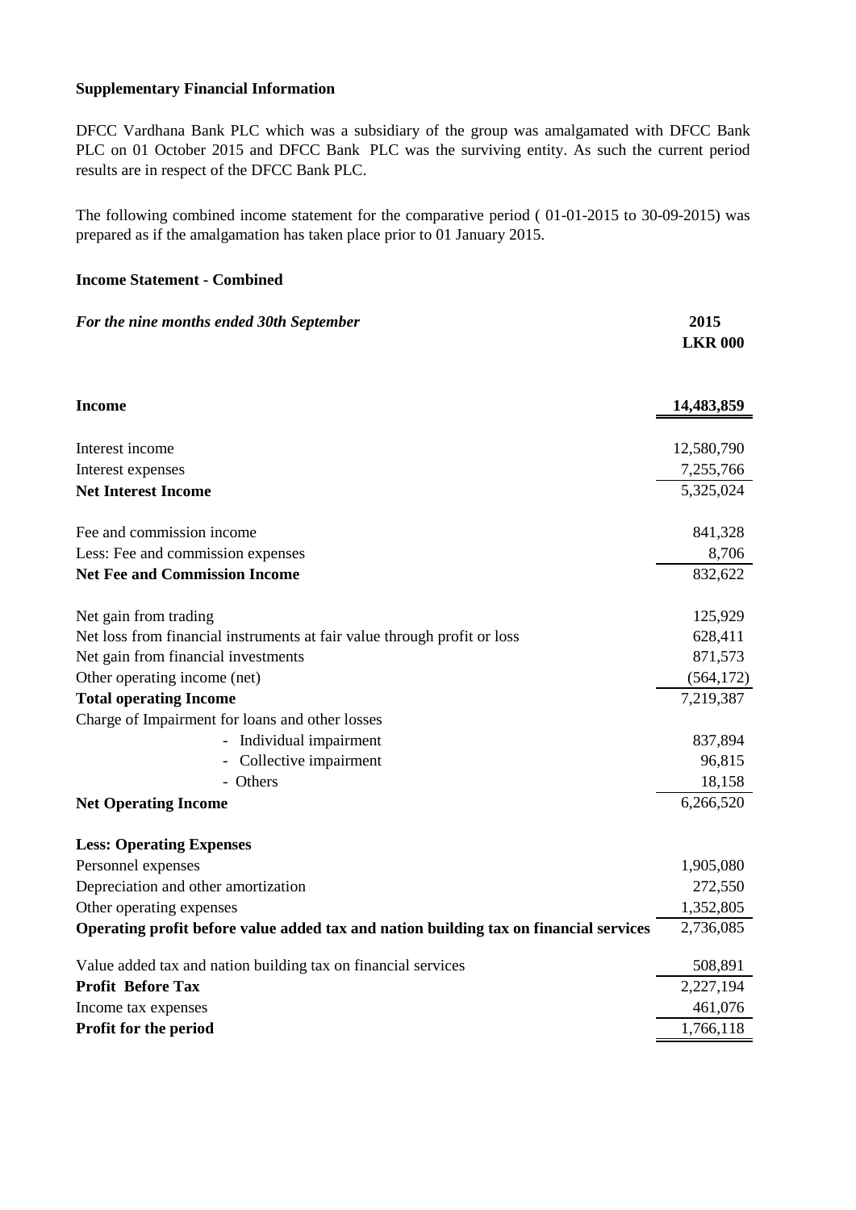**Supplementary Financial Information**

DFCC Vardhana Bank PLC which was a subsidiary of the group was amalgamated with DFCC Bank PLC on 01 October 2015 and DFCC Bank PLC was the surviving entity. As such the current period results are in respect of the DFCC Bank PLC.

The following combined income statement for the comparative period ( 01-01-2015 to 30-09-2015) was prepared as if the amalgamation has taken place prior to 01 January 2015.

**Income Statement - Combined**

| ***For the nine months ended 30th September*** | **2015**<br>**LKR 000** |
|---|---|
| **Income** | **14,483,859** |
| Interest income | 12,580,790 |
| Interest expenses | 7,255,766 |
| **Net Interest Income** | 5,325,024 |
| Fee and commission income | 841,328 |
| Less: Fee and commission expenses | 8,706 |
| **Net Fee and Commission Income** | 832,622 |
| Net gain from trading | 125,929 |
| Net loss from financial instruments at fair value through profit or loss | 628,411 |
| Net gain from financial investments | 871,573 |
| Other operating income (net) | (564,172) |
| **Total operating Income** | 7,219,387 |
| Charge of Impairment for loans and other losses | |
| - Individual impairment | 837,894 |
| - Collective impairment | 96,815 |
| - Others | 18,158 |
| **Net Operating Income** | 6,266,520 |
| **Less: Operating Expenses** | |
| Personnel expenses | 1,905,080 |
| Depreciation and other amortization | 272,550 |
| Other operating expenses | 1,352,805 |
| **Operating profit before value added tax and nation building tax on financial services** | 2,736,085 |
| Value added tax and nation building tax on financial services | 508,891 |
| **Profit Before Tax** | 2,227,194 |
| Income tax expenses | 461,076 |
| **Profit for the period** | 1,766,118 |